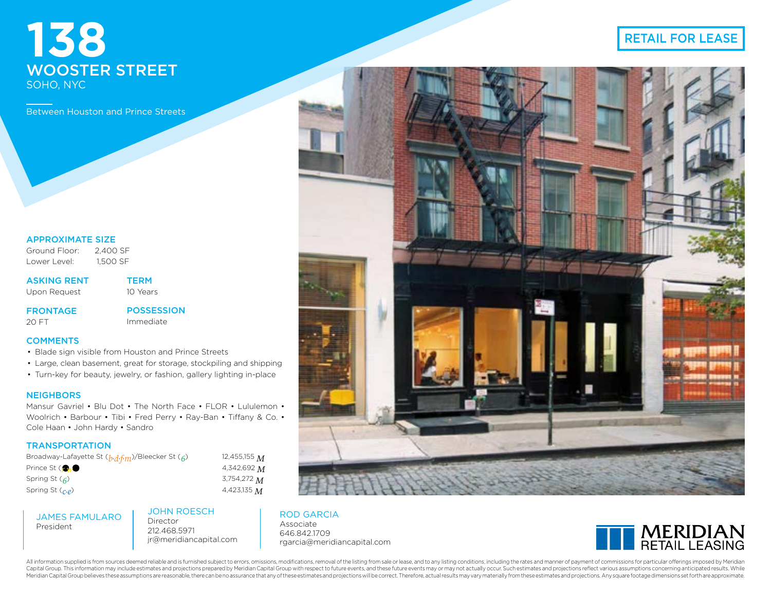# 138 WOOSTER STREET

SOHO, NYC

Between Houston and Prince Streets

RETAIL FOR LEASE

### APPROXIMATE SIZE

Ground Floor: 2,400 SF
Lower Level: 1,500 SF

### ASKING RENT

Upon Request

### TERM

10 Years

### FRONTAGE

20 FT

### POSSESSION

Immediate

### COMMENTS

- Blade sign visible from Houston and Prince Streets
- Large, clean basement, great for storage, stockpiling and shipping
- Turn-key for beauty, jewelry, or fashion, gallery lighting in-place

### NEIGHBORS

Mansur Gavriel • Blu Dot • The North Face • FLOR • Lululemon • Woolrich • Barbour • Tibi • Fred Perry • Ray-Ban • Tiffany & Co. • Cole Haan • John Hardy • Sandro

### TRANSPORTATION

| Station | Ridership |
| --- | --- |
| Broadway-Lafayette St (b·d·f·m)/Bleecker St (6) | 12,455,155 M |
| Prince St (N, R) | 4,342,692 M |
| Spring St (6) | 3,754,272 M |
| Spring St (c·e) | 4,423,135 M |

**JAMES FAMULARO**
President

**JOHN ROESCH**
Director
212.468.5971
jr@meridiancapital.com

**ROD GARCIA**
Associate
646.842.1709
rgarcia@meridiancapital.com

MERIDIAN RETAIL LEASING

All information supplied is from sources deemed reliable and is furnished subject to errors, omissions, modifications, removal of the listing from sale or lease, and to any listing conditions, including the rates and manner of payment of commissions for particular offerings imposed by Meridian Capital Group. This information may include estimates and projections prepared by Meridian Capital Group with respect to future events, and these future events may or may not actually occur. Such estimates and projections reflect various assumptions concerning anticipated results. While Meridian Capital Group believes these assumptions are reasonable, there can be no assurance that any of these estimates and projections will be correct. Therefore, actual results may vary materially from these estimates and projections. Any square footage dimensions set forth are approximate.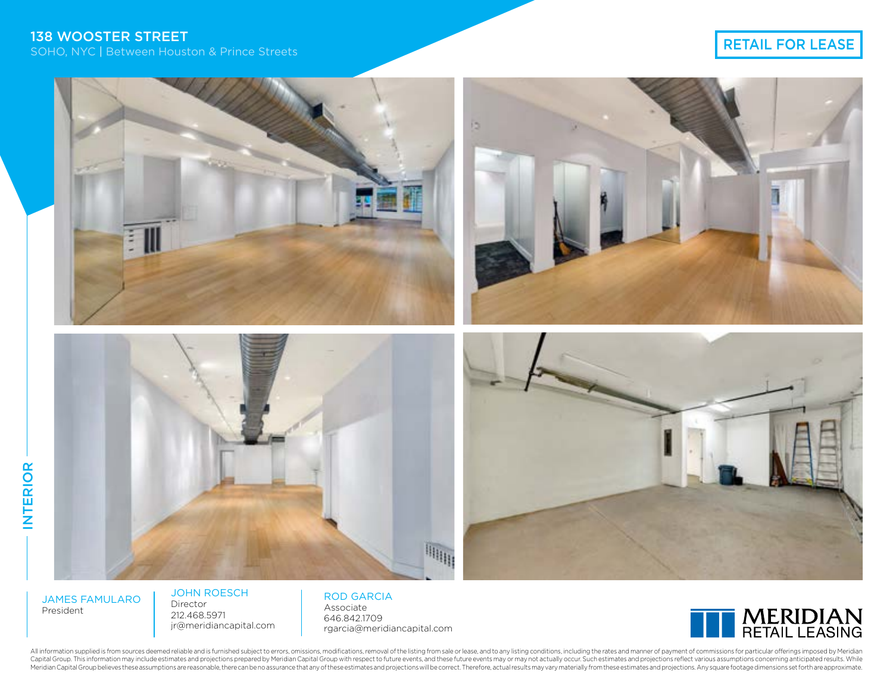# 138 WOOSTER STREET

SOHO, NYC | Between Houston & Prince Streets

RETAIL FOR LEASE

INTERIOR

JAMES FAMULARO
President

JOHN ROESCH
Director
212.468.5971
jr@meridiancapital.com

ROD GARCIA
Associate
646.842.1709
rgarcia@meridiancapital.com

MERIDIAN RETAIL LEASING

All information supplied is from sources deemed reliable and is furnished subject to errors, omissions, modifications, removal of the listing from sale or lease, and to any listing conditions, including the rates and manner of payment of commissions for particular offerings imposed by Meridian Capital Group. This information may include estimates and projections prepared by Meridian Capital Group with respect to future events, and these future events may or may not actually occur. Such estimates and projections reflect various assumptions concerning anticipated results. While Meridian Capital Group believes these assumptions are reasonable, there can be no assurance that any of these estimates and projections will be correct. Therefore, actual results may vary materially from these estimates and projections. Any square footage dimensions set forth are approximate.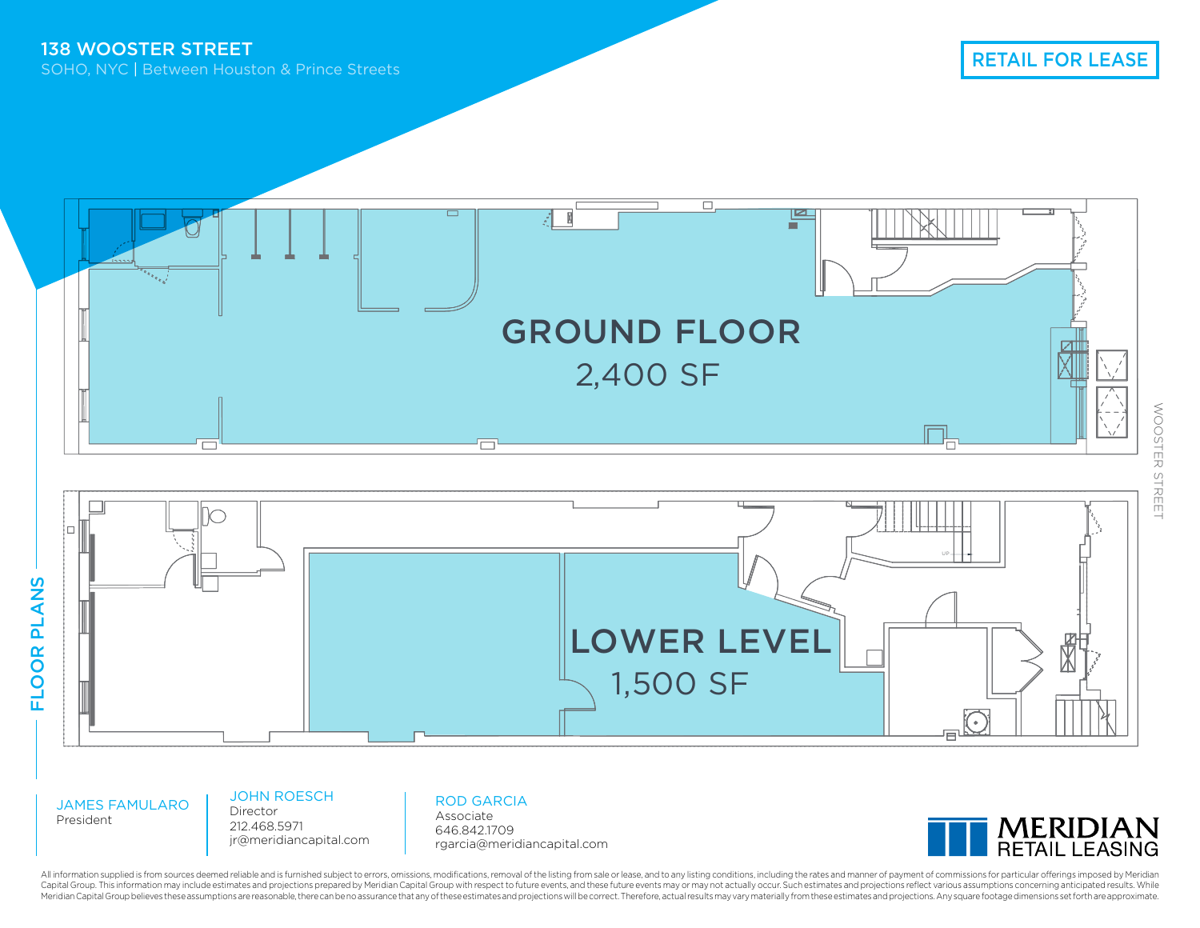# 138 WOOSTER STREET

SOHO, NYC | Between Houston & Prince Streets

**RETAIL FOR LEASE**

## FLOOR PLANS

### GROUND FLOOR

2,400 SF

### LOWER LEVEL

1,500 SF

WOOSTER STREET

**JAMES FAMULARO**
President

**JOHN ROESCH**
Director
212.468.5971
jr@meridiancapital.com

**ROD GARCIA**
Associate
646.842.1709
rgarcia@meridiancapital.com

MERIDIAN RETAIL LEASING

All information supplied is from sources deemed reliable and is furnished subject to errors, omissions, modifications, removal of the listing from sale or lease, and to any listing conditions, including the rates and manner of payment of commissions for particular offerings imposed by Meridian Capital Group. This information may include estimates and projections prepared by Meridian Capital Group with respect to future events, and these future events may or may not actually occur. Such estimates and projections reflect various assumptions concerning anticipated results. While Meridian Capital Group believes these assumptions are reasonable, there can be no assurance that any of these estimates and projections will be correct. Therefore, actual results may vary materially from these estimates and projections. Any square footage dimensions set forth are approximate.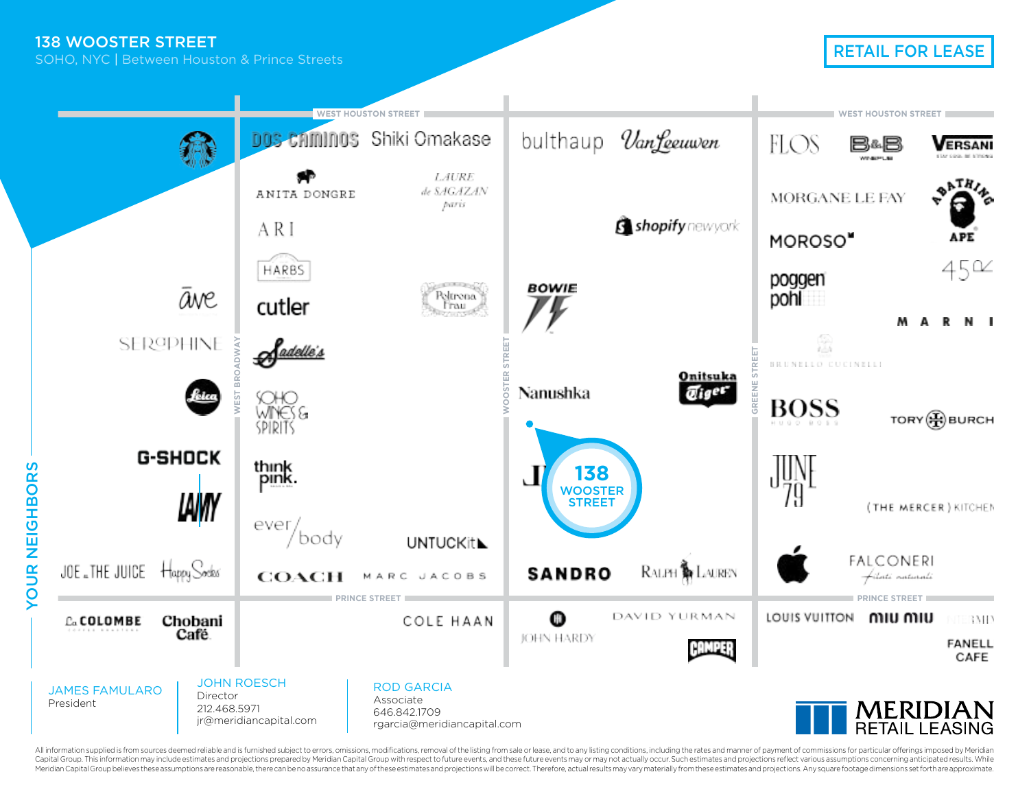# 138 WOOSTER STREET

SOHO, NYC | Between Houston & Prince Streets

RETAIL FOR LEASE

## YOUR NEIGHBORS

WEST HOUSTON STREET

WEST BROADWAY

WOOSTER STREET

GREENE STREET

PRINCE STREET

āve

SERAPHINE

G-SHOCK

LAMY

JOE & THE JUICE

Happy Socks

La COLOMBE

Chobani Café

DOS CAMINOS

Shiki Omakase

ANITA DONGRE

LAURE de SAGAZAN paris

ARI

HARBS

cutler

Poltrona Frau

Sadelle's

SOHO WINES & SPIRITS

think pink.

ever/body

UNTUCKit

COACH

MARC JACOBS

COLE HAAN

bulthaup

VanLeeuwen

shopify newyork

BOWIE

Nanushka

Onitsuka Tiger

138 WOOSTER STREET

SANDRO

RALPH LAUREN

JOHN HARDY

DAVID YURMAN

CAMPER

FLOS

B&B

VERSANI

MORGANE LE FAY

A BATHING APE

MOROSO

poggen pohl

45R

MARNI

BRUNELLO CUCINELLI

BOSS HUGO BOSS

TORY BURCH

JUNE 79

(THE MERCER) KITCHEN

FALCONERI

LOUIS VUITTON

miu miu

FANELL CAFE

JAMES FAMULARO
President

JOHN ROESCH
Director
212.468.5971
jr@meridiancapital.com

ROD GARCIA
Associate
646.842.1709
rgarcia@meridiancapital.com

MERIDIAN RETAIL LEASING

All information supplied is from sources deemed reliable and is furnished subject to errors, omissions, modifications, removal of the listing from sale or lease, and to any listing conditions, including the rates and manner of payment of commissions for particular offerings imposed by Meridian Capital Group. This information may include estimates and projections prepared by Meridian Capital Group with respect to future events, and these future events may or may not actually occur. Such estimates and projections reflect various assumptions concerning anticipated results. While Meridian Capital Group believes these assumptions are reasonable, there can be no assurance that any of these estimates and projections will be correct. Therefore, actual results may vary materially from these estimates and projections. Any square footage dimensions set forth are approximate.